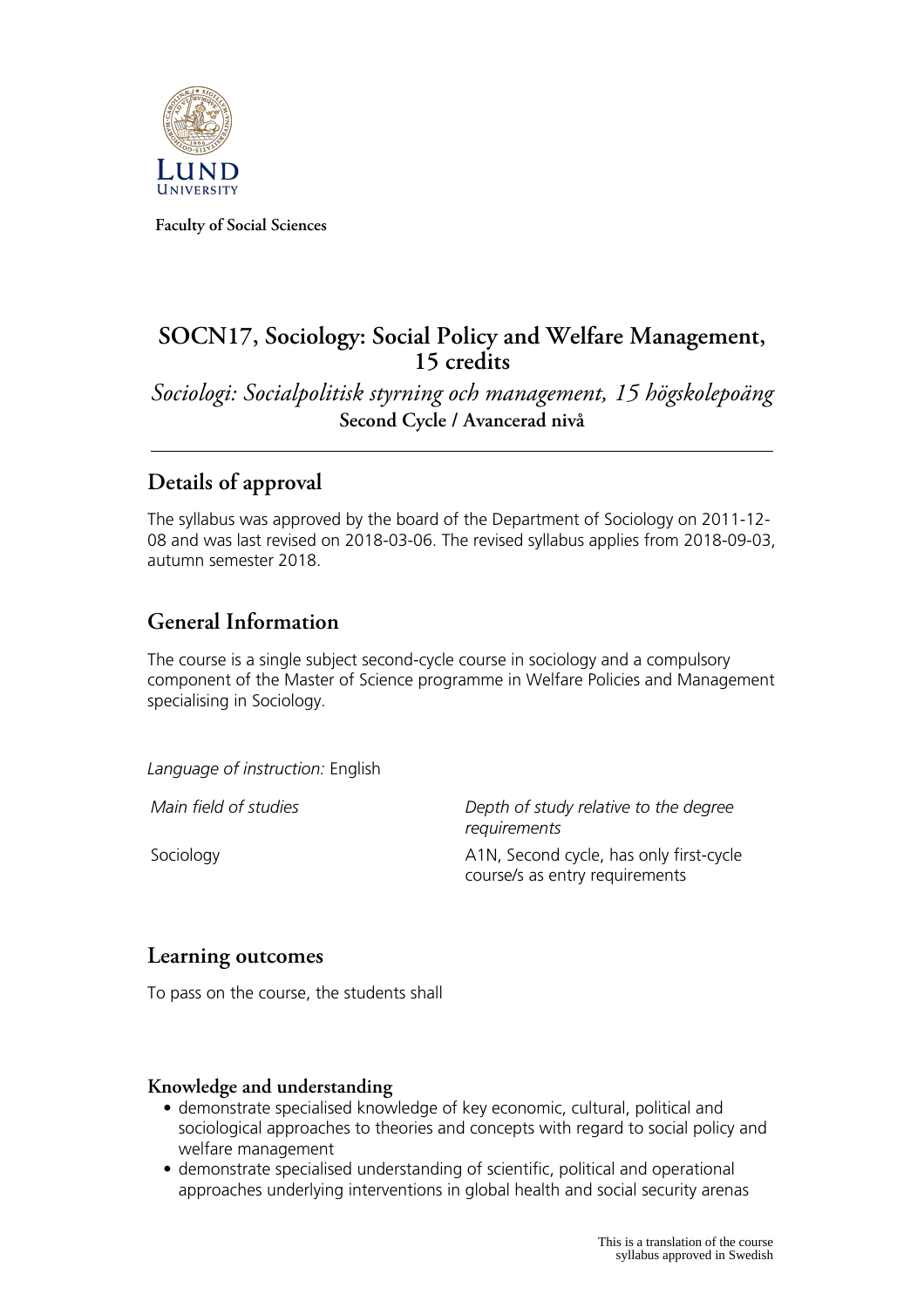Faculty of Social Sciences

# SOCN17, Sociology: Social Policy and Welfare Management, 15 credits

*Sociologi: Socialpolitisk styrning och management, 15 högskolepoäng*

**Second Cycle / Avancerad nivå**

## Details of approval

The syllabus was approved by the board of the Department of Sociology on 2011-12-08 and was last revised on 2018-03-06. The revised syllabus applies from 2018-09-03, autumn semester 2018.

## General Information

The course is a single subject second-cycle course in sociology and a compulsory component of the Master of Science programme in Welfare Policies and Management specialising in Sociology.

*Language of instruction:* English

| *Main field of studies* | *Depth of study relative to the degree requirements* |
| --- | --- |
| Sociology | A1N, Second cycle, has only first-cycle course/s as entry requirements |

## Learning outcomes

To pass on the course, the students shall

### Knowledge and understanding

- demonstrate specialised knowledge of key economic, cultural, political and sociological approaches to theories and concepts with regard to social policy and welfare management
- demonstrate specialised understanding of scientific, political and operational approaches underlying interventions in global health and social security arenas

This is a translation of the course syllabus approved in Swedish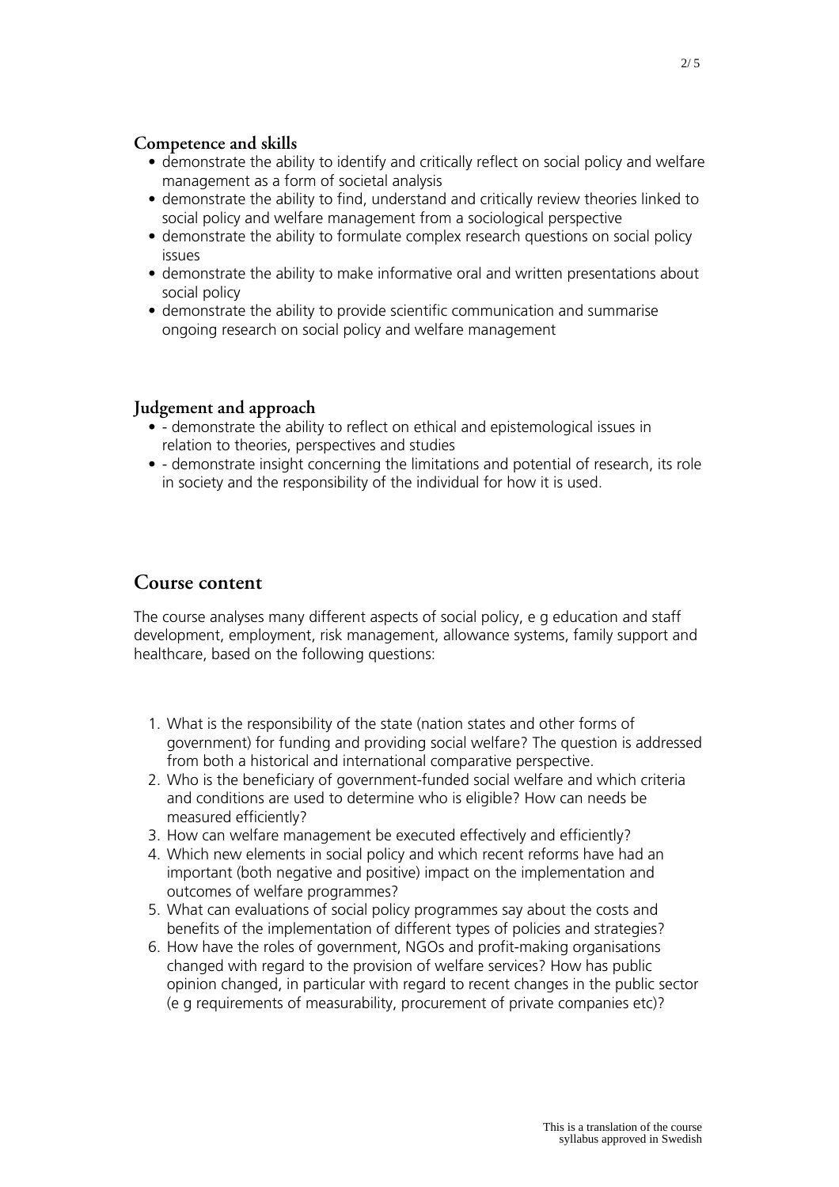### Competence and skills

- demonstrate the ability to identify and critically reflect on social policy and welfare management as a form of societal analysis
- demonstrate the ability to find, understand and critically review theories linked to social policy and welfare management from a sociological perspective
- demonstrate the ability to formulate complex research questions on social policy issues
- demonstrate the ability to make informative oral and written presentations about social policy
- demonstrate the ability to provide scientific communication and summarise ongoing research on social policy and welfare management

### Judgement and approach

- - demonstrate the ability to reflect on ethical and epistemological issues in relation to theories, perspectives and studies
- - demonstrate insight concerning the limitations and potential of research, its role in society and the responsibility of the individual for how it is used.

## Course content

The course analyses many different aspects of social policy, e g education and staff development, employment, risk management, allowance systems, family support and healthcare, based on the following questions:

1. What is the responsibility of the state (nation states and other forms of government) for funding and providing social welfare? The question is addressed from both a historical and international comparative perspective.
2. Who is the beneficiary of government-funded social welfare and which criteria and conditions are used to determine who is eligible? How can needs be measured efficiently?
3. How can welfare management be executed effectively and efficiently?
4. Which new elements in social policy and which recent reforms have had an important (both negative and positive) impact on the implementation and outcomes of welfare programmes?
5. What can evaluations of social policy programmes say about the costs and benefits of the implementation of different types of policies and strategies?
6. How have the roles of government, NGOs and profit-making organisations changed with regard to the provision of welfare services? How has public opinion changed, in particular with regard to recent changes in the public sector (e g requirements of measurability, procurement of private companies etc)?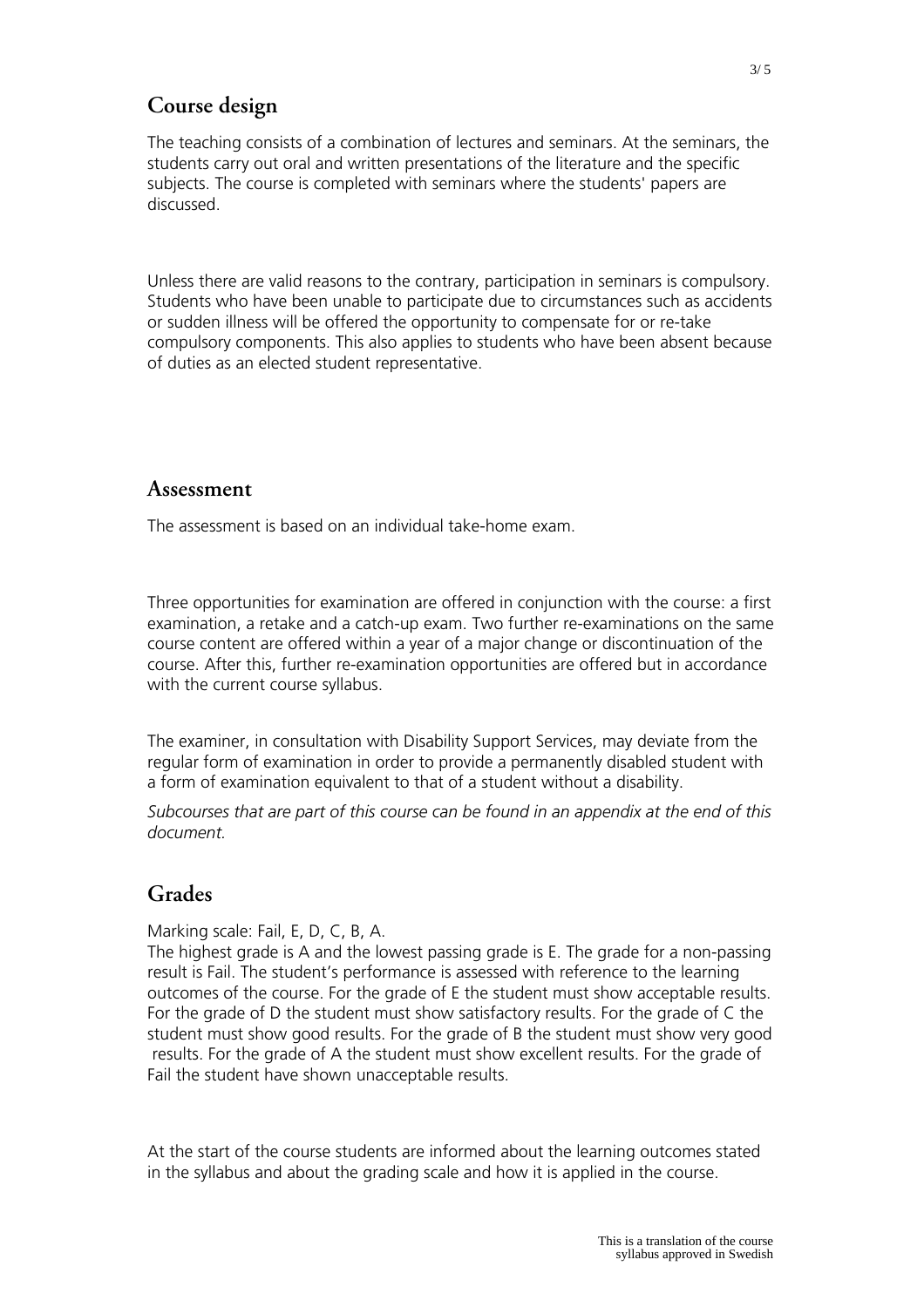## Course design

The teaching consists of a combination of lectures and seminars. At the seminars, the students carry out oral and written presentations of the literature and the specific subjects. The course is completed with seminars where the students' papers are discussed.

Unless there are valid reasons to the contrary, participation in seminars is compulsory. Students who have been unable to participate due to circumstances such as accidents or sudden illness will be offered the opportunity to compensate for or re-take compulsory components. This also applies to students who have been absent because of duties as an elected student representative.

## Assessment

The assessment is based on an individual take-home exam.

Three opportunities for examination are offered in conjunction with the course: a first examination, a retake and a catch-up exam. Two further re-examinations on the same course content are offered within a year of a major change or discontinuation of the course. After this, further re-examination opportunities are offered but in accordance with the current course syllabus.

The examiner, in consultation with Disability Support Services, may deviate from the regular form of examination in order to provide a permanently disabled student with a form of examination equivalent to that of a student without a disability.

*Subcourses that are part of this course can be found in an appendix at the end of this document.*

## Grades

Marking scale: Fail, E, D, C, B, A.
The highest grade is A and the lowest passing grade is E. The grade for a non-passing result is Fail. The student's performance is assessed with reference to the learning outcomes of the course. For the grade of E the student must show acceptable results. For the grade of D the student must show satisfactory results. For the grade of C the student must show good results. For the grade of B the student must show very good results. For the grade of A the student must show excellent results. For the grade of Fail the student have shown unacceptable results.

At the start of the course students are informed about the learning outcomes stated in the syllabus and about the grading scale and how it is applied in the course.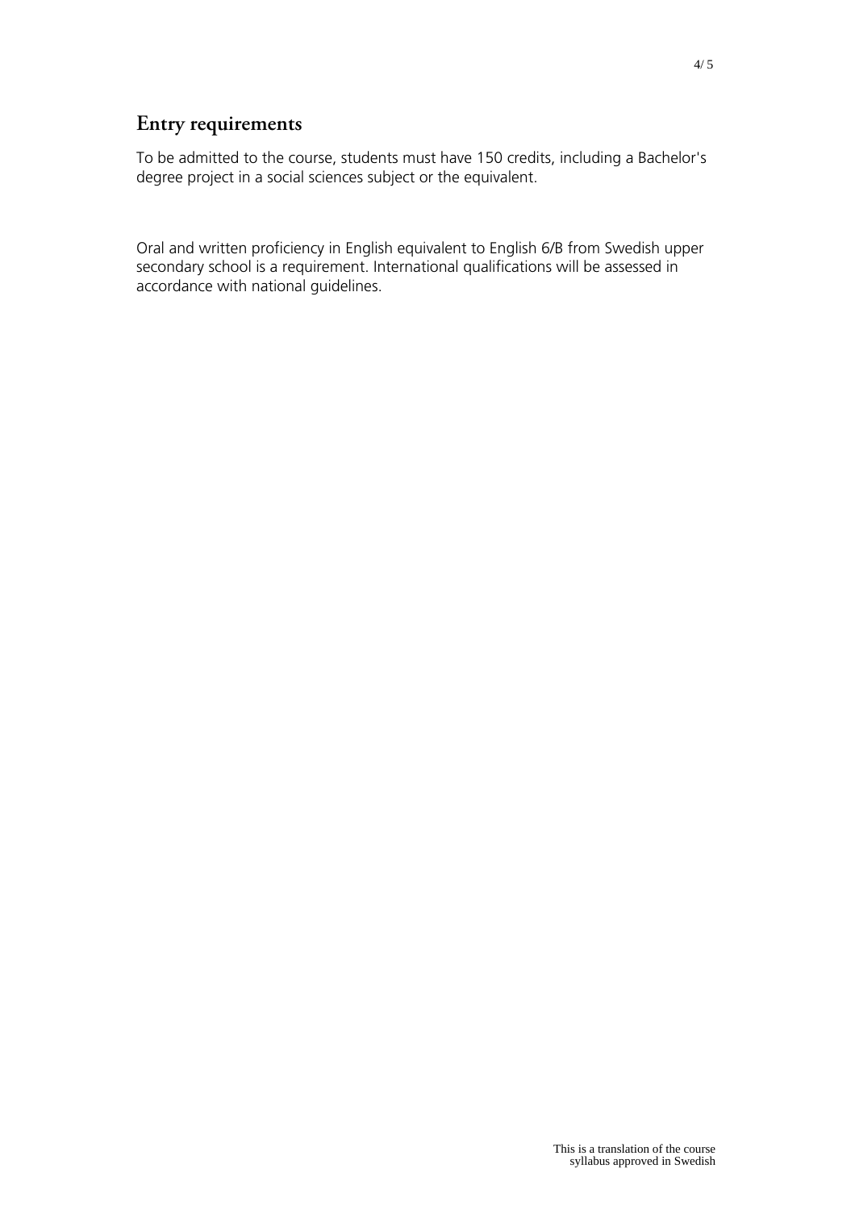## Entry requirements

To be admitted to the course, students must have 150 credits, including a Bachelor's degree project in a social sciences subject or the equivalent.

Oral and written proficiency in English equivalent to English 6/B from Swedish upper secondary school is a requirement. International qualifications will be assessed in accordance with national guidelines.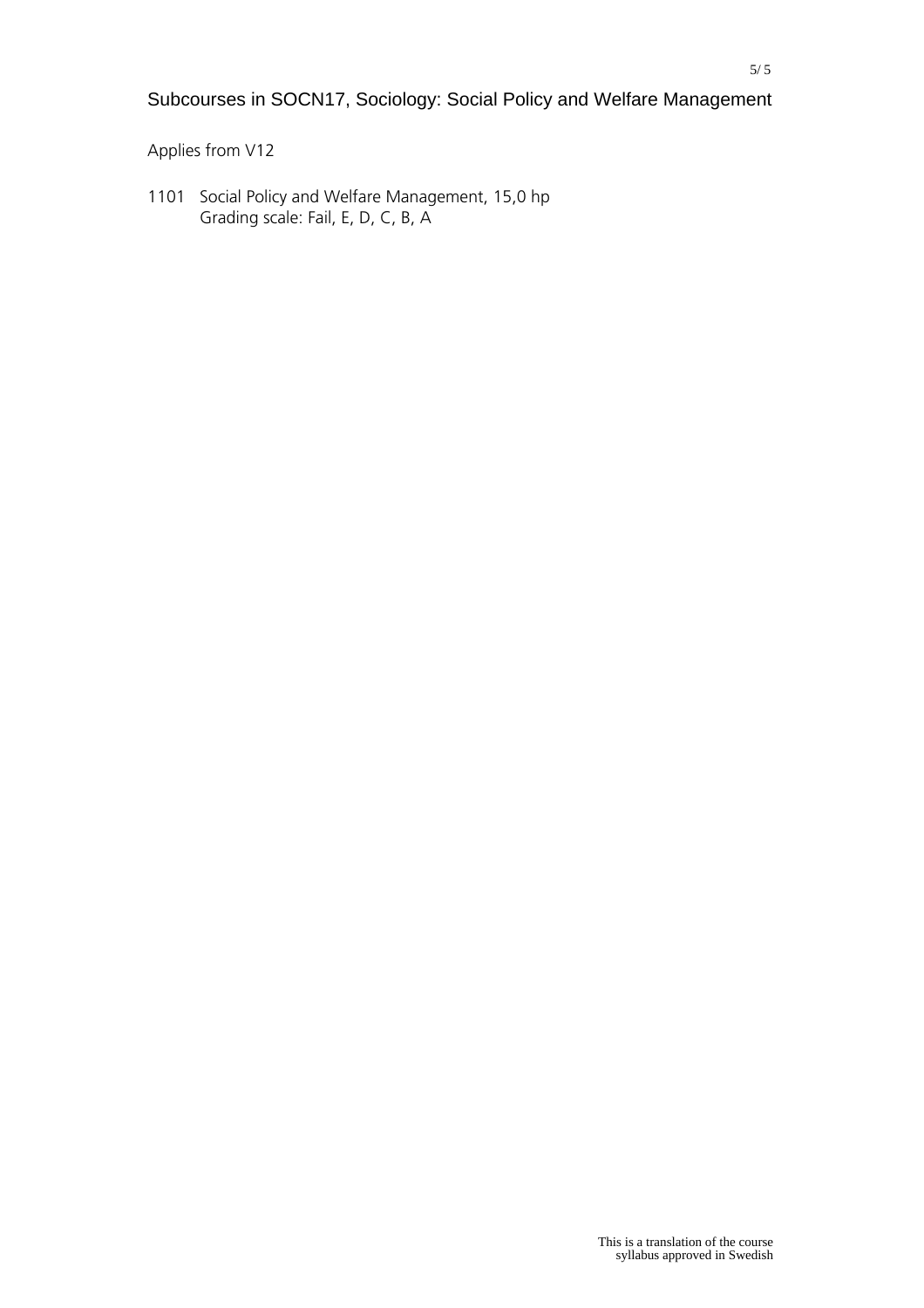## Subcourses in SOCN17, Sociology: Social Policy and Welfare Management

Applies from V12

1101 Social Policy and Welfare Management, 15,0 hp
Grading scale: Fail, E, D, C, B, A

This is a translation of the course syllabus approved in Swedish